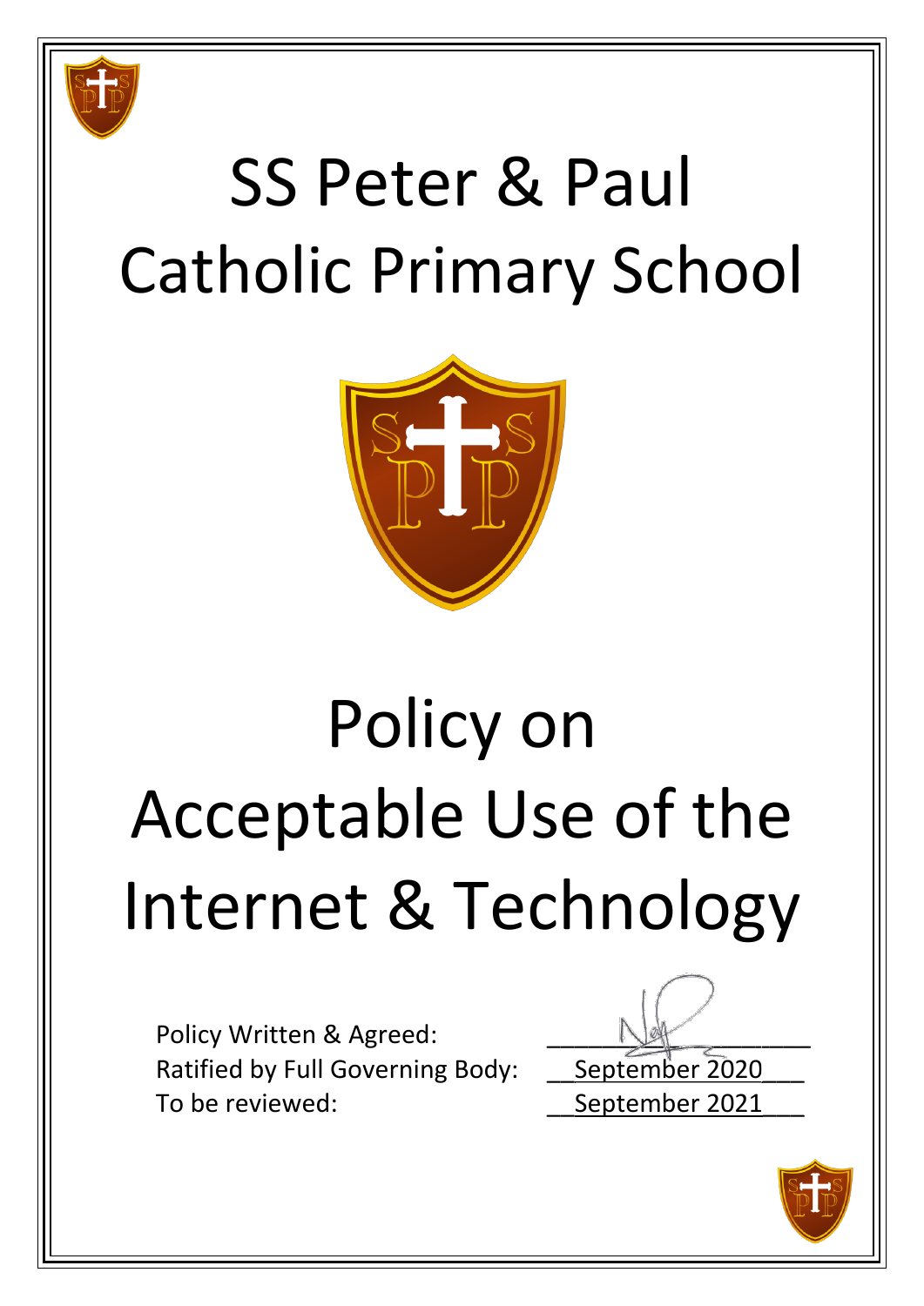# SS Peter & Paul Catholic Primary School

# Policy on Acceptable Use of the Internet & Technology

Policy Written & Agreed: ____________________

Ratified by Full Governing Body: September 2020

To be reviewed: September 2021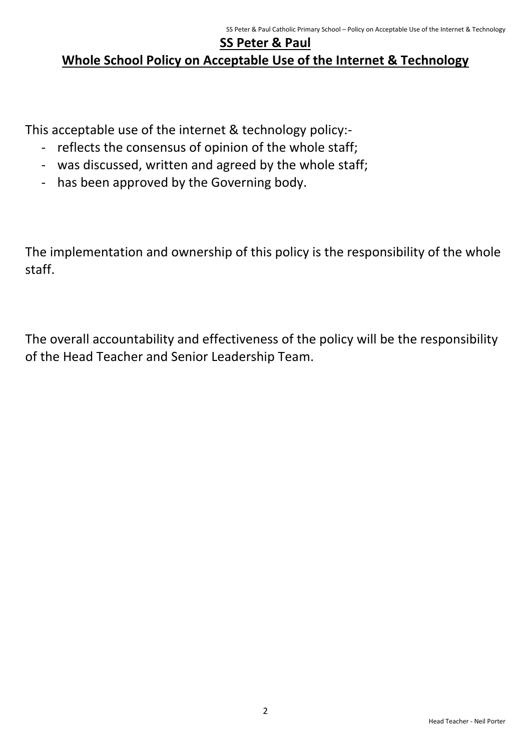# SS Peter & Paul

## Whole School Policy on Acceptable Use of the Internet & Technology

This acceptable use of the internet & technology policy:-

- reflects the consensus of opinion of the whole staff;
- was discussed, written and agreed by the whole staff;
- has been approved by the Governing body.

The implementation and ownership of this policy is the responsibility of the whole staff.

The overall accountability and effectiveness of the policy will be the responsibility of the Head Teacher and Senior Leadership Team.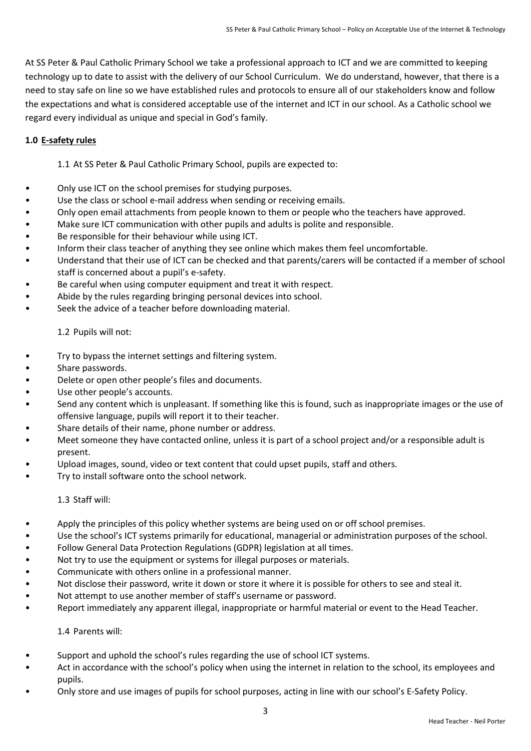At SS Peter & Paul Catholic Primary School we take a professional approach to ICT and we are committed to keeping technology up to date to assist with the delivery of our School Curriculum. We do understand, however, that there is a need to stay safe on line so we have established rules and protocols to ensure all of our stakeholders know and follow the expectations and what is considered acceptable use of the internet and ICT in our school. As a Catholic school we regard every individual as unique and special in God's family.

## 1.0 E-safety rules

1.1 At SS Peter & Paul Catholic Primary School, pupils are expected to:

- Only use ICT on the school premises for studying purposes.
- Use the class or school e-mail address when sending or receiving emails.
- Only open email attachments from people known to them or people who the teachers have approved.
- Make sure ICT communication with other pupils and adults is polite and responsible.
- Be responsible for their behaviour while using ICT.
- Inform their class teacher of anything they see online which makes them feel uncomfortable.
- Understand that their use of ICT can be checked and that parents/carers will be contacted if a member of school staff is concerned about a pupil's e-safety.
- Be careful when using computer equipment and treat it with respect.
- Abide by the rules regarding bringing personal devices into school.
- Seek the advice of a teacher before downloading material.

1.2 Pupils will not:

- Try to bypass the internet settings and filtering system.
- Share passwords.
- Delete or open other people's files and documents.
- Use other people's accounts.
- Send any content which is unpleasant. If something like this is found, such as inappropriate images or the use of offensive language, pupils will report it to their teacher.
- Share details of their name, phone number or address.
- Meet someone they have contacted online, unless it is part of a school project and/or a responsible adult is present.
- Upload images, sound, video or text content that could upset pupils, staff and others.
- Try to install software onto the school network.

1.3 Staff will:

- Apply the principles of this policy whether systems are being used on or off school premises.
- Use the school's ICT systems primarily for educational, managerial or administration purposes of the school.
- Follow General Data Protection Regulations (GDPR) legislation at all times.
- Not try to use the equipment or systems for illegal purposes or materials.
- Communicate with others online in a professional manner.
- Not disclose their password, write it down or store it where it is possible for others to see and steal it.
- Not attempt to use another member of staff's username or password.
- Report immediately any apparent illegal, inappropriate or harmful material or event to the Head Teacher.

1.4 Parents will:

- Support and uphold the school's rules regarding the use of school ICT systems.
- Act in accordance with the school's policy when using the internet in relation to the school, its employees and pupils.
- Only store and use images of pupils for school purposes, acting in line with our school's E-Safety Policy.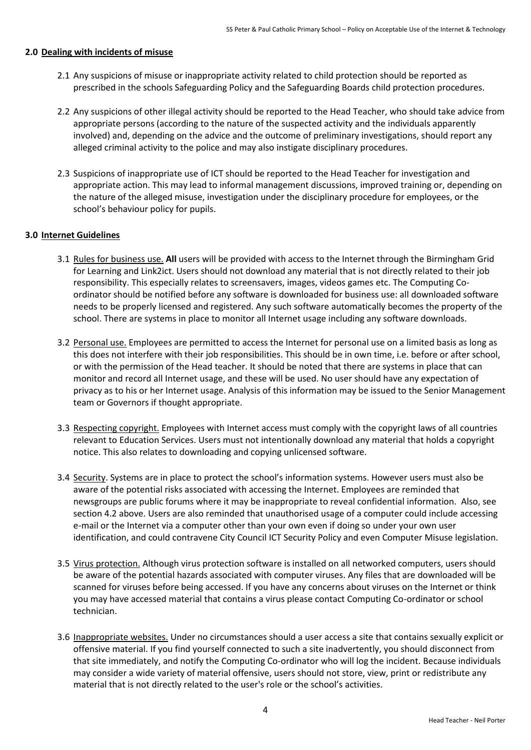## 2.0 Dealing with incidents of misuse

2.1 Any suspicions of misuse or inappropriate activity related to child protection should be reported as prescribed in the schools Safeguarding Policy and the Safeguarding Boards child protection procedures.

2.2 Any suspicions of other illegal activity should be reported to the Head Teacher, who should take advice from appropriate persons (according to the nature of the suspected activity and the individuals apparently involved) and, depending on the advice and the outcome of preliminary investigations, should report any alleged criminal activity to the police and may also instigate disciplinary procedures.

2.3 Suspicions of inappropriate use of ICT should be reported to the Head Teacher for investigation and appropriate action. This may lead to informal management discussions, improved training or, depending on the nature of the alleged misuse, investigation under the disciplinary procedure for employees, or the school's behaviour policy for pupils.

## 3.0 Internet Guidelines

3.1 Rules for business use. **All** users will be provided with access to the Internet through the Birmingham Grid for Learning and Link2ict. Users should not download any material that is not directly related to their job responsibility. This especially relates to screensavers, images, videos games etc. The Computing Co-ordinator should be notified before any software is downloaded for business use: all downloaded software needs to be properly licensed and registered. Any such software automatically becomes the property of the school. There are systems in place to monitor all Internet usage including any software downloads.

3.2 Personal use. Employees are permitted to access the Internet for personal use on a limited basis as long as this does not interfere with their job responsibilities. This should be in own time, i.e. before or after school, or with the permission of the Head teacher. It should be noted that there are systems in place that can monitor and record all Internet usage, and these will be used. No user should have any expectation of privacy as to his or her Internet usage. Analysis of this information may be issued to the Senior Management team or Governors if thought appropriate.

3.3 Respecting copyright. Employees with Internet access must comply with the copyright laws of all countries relevant to Education Services. Users must not intentionally download any material that holds a copyright notice. This also relates to downloading and copying unlicensed software.

3.4 Security. Systems are in place to protect the school's information systems. However users must also be aware of the potential risks associated with accessing the Internet. Employees are reminded that newsgroups are public forums where it may be inappropriate to reveal confidential information. Also, see section 4.2 above. Users are also reminded that unauthorised usage of a computer could include accessing e-mail or the Internet via a computer other than your own even if doing so under your own user identification, and could contravene City Council ICT Security Policy and even Computer Misuse legislation.

3.5 Virus protection. Although virus protection software is installed on all networked computers, users should be aware of the potential hazards associated with computer viruses. Any files that are downloaded will be scanned for viruses before being accessed. If you have any concerns about viruses on the Internet or think you may have accessed material that contains a virus please contact Computing Co-ordinator or school technician.

3.6 Inappropriate websites. Under no circumstances should a user access a site that contains sexually explicit or offensive material. If you find yourself connected to such a site inadvertently, you should disconnect from that site immediately, and notify the Computing Co-ordinator who will log the incident. Because individuals may consider a wide variety of material offensive, users should not store, view, print or redistribute any material that is not directly related to the user's role or the school's activities.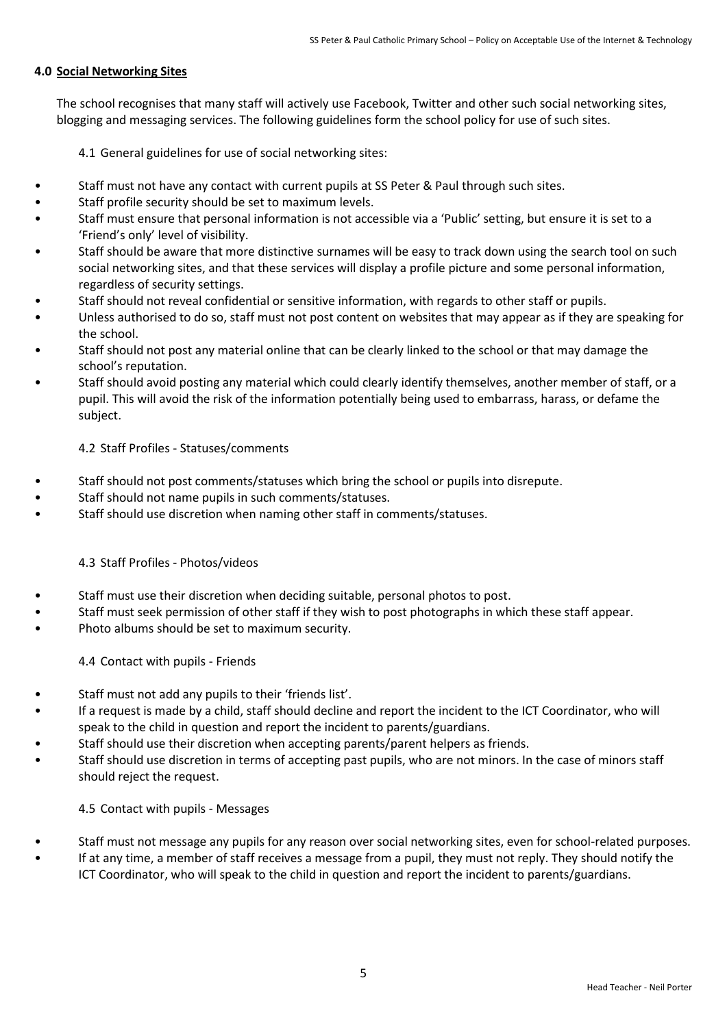## 4.0 Social Networking Sites

The school recognises that many staff will actively use Facebook, Twitter and other such social networking sites, blogging and messaging services. The following guidelines form the school policy for use of such sites.

### 4.1 General guidelines for use of social networking sites:

- Staff must not have any contact with current pupils at SS Peter & Paul through such sites.
- Staff profile security should be set to maximum levels.
- Staff must ensure that personal information is not accessible via a 'Public' setting, but ensure it is set to a 'Friend's only' level of visibility.
- Staff should be aware that more distinctive surnames will be easy to track down using the search tool on such social networking sites, and that these services will display a profile picture and some personal information, regardless of security settings.
- Staff should not reveal confidential or sensitive information, with regards to other staff or pupils.
- Unless authorised to do so, staff must not post content on websites that may appear as if they are speaking for the school.
- Staff should not post any material online that can be clearly linked to the school or that may damage the school's reputation.
- Staff should avoid posting any material which could clearly identify themselves, another member of staff, or a pupil. This will avoid the risk of the information potentially being used to embarrass, harass, or defame the subject.

### 4.2 Staff Profiles - Statuses/comments

- Staff should not post comments/statuses which bring the school or pupils into disrepute.
- Staff should not name pupils in such comments/statuses.
- Staff should use discretion when naming other staff in comments/statuses.

### 4.3 Staff Profiles - Photos/videos

- Staff must use their discretion when deciding suitable, personal photos to post.
- Staff must seek permission of other staff if they wish to post photographs in which these staff appear.
- Photo albums should be set to maximum security.

### 4.4 Contact with pupils - Friends

- Staff must not add any pupils to their 'friends list'.
- If a request is made by a child, staff should decline and report the incident to the ICT Coordinator, who will speak to the child in question and report the incident to parents/guardians.
- Staff should use their discretion when accepting parents/parent helpers as friends.
- Staff should use discretion in terms of accepting past pupils, who are not minors. In the case of minors staff should reject the request.

### 4.5 Contact with pupils - Messages

- Staff must not message any pupils for any reason over social networking sites, even for school-related purposes.
- If at any time, a member of staff receives a message from a pupil, they must not reply. They should notify the ICT Coordinator, who will speak to the child in question and report the incident to parents/guardians.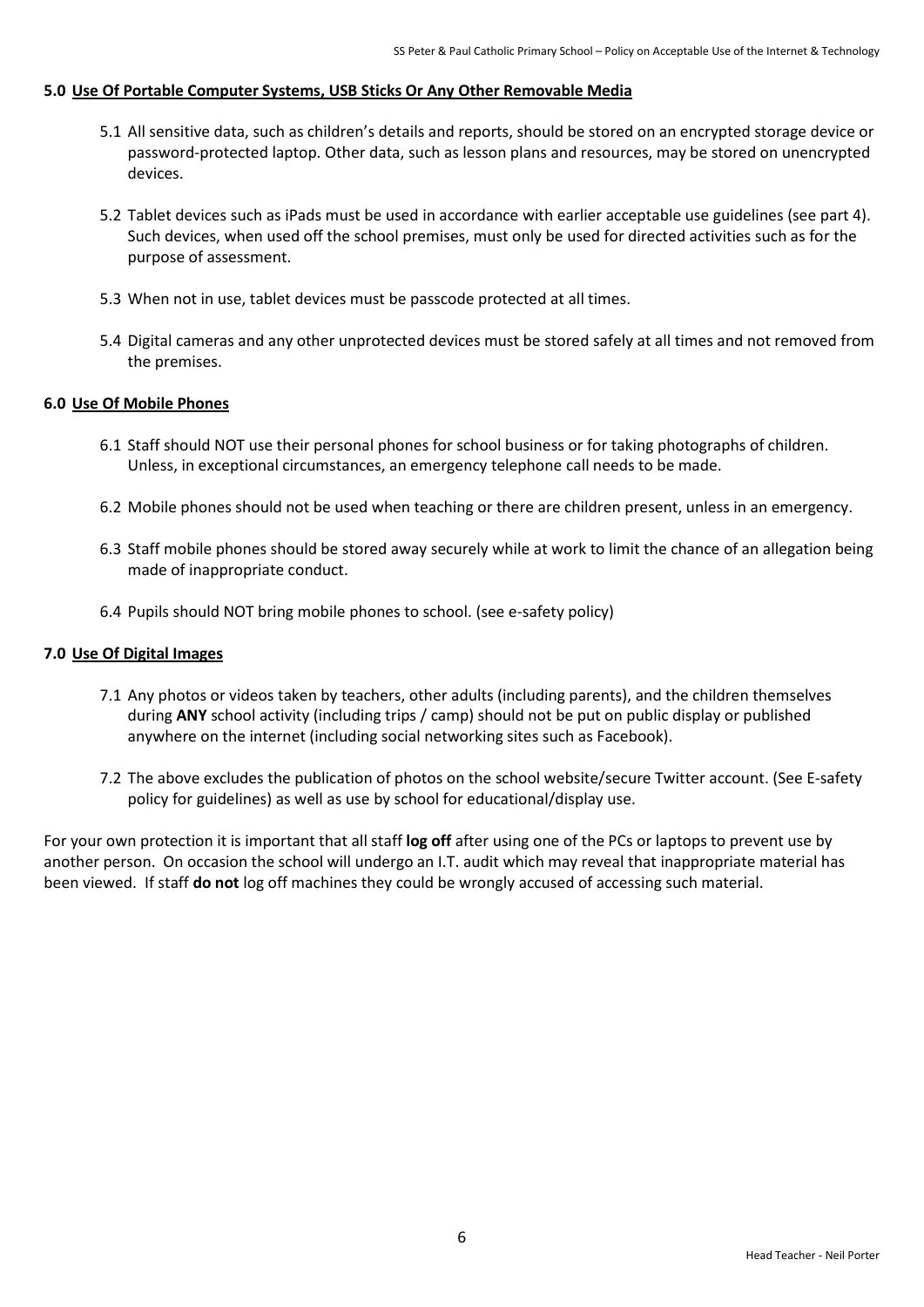## 5.0 Use Of Portable Computer Systems, USB Sticks Or Any Other Removable Media

5.1 All sensitive data, such as children's details and reports, should be stored on an encrypted storage device or password-protected laptop. Other data, such as lesson plans and resources, may be stored on unencrypted devices.

5.2 Tablet devices such as iPads must be used in accordance with earlier acceptable use guidelines (see part 4). Such devices, when used off the school premises, must only be used for directed activities such as for the purpose of assessment.

5.3 When not in use, tablet devices must be passcode protected at all times.

5.4 Digital cameras and any other unprotected devices must be stored safely at all times and not removed from the premises.

## 6.0 Use Of Mobile Phones

6.1 Staff should NOT use their personal phones for school business or for taking photographs of children. Unless, in exceptional circumstances, an emergency telephone call needs to be made.

6.2 Mobile phones should not be used when teaching or there are children present, unless in an emergency.

6.3 Staff mobile phones should be stored away securely while at work to limit the chance of an allegation being made of inappropriate conduct.

6.4 Pupils should NOT bring mobile phones to school. (see e-safety policy)

## 7.0 Use Of Digital Images

7.1 Any photos or videos taken by teachers, other adults (including parents), and the children themselves during **ANY** school activity (including trips / camp) should not be put on public display or published anywhere on the internet (including social networking sites such as Facebook).

7.2 The above excludes the publication of photos on the school website/secure Twitter account. (See E-safety policy for guidelines) as well as use by school for educational/display use.

For your own protection it is important that all staff **log off** after using one of the PCs or laptops to prevent use by another person. On occasion the school will undergo an I.T. audit which may reveal that inappropriate material has been viewed. If staff **do not** log off machines they could be wrongly accused of accessing such material.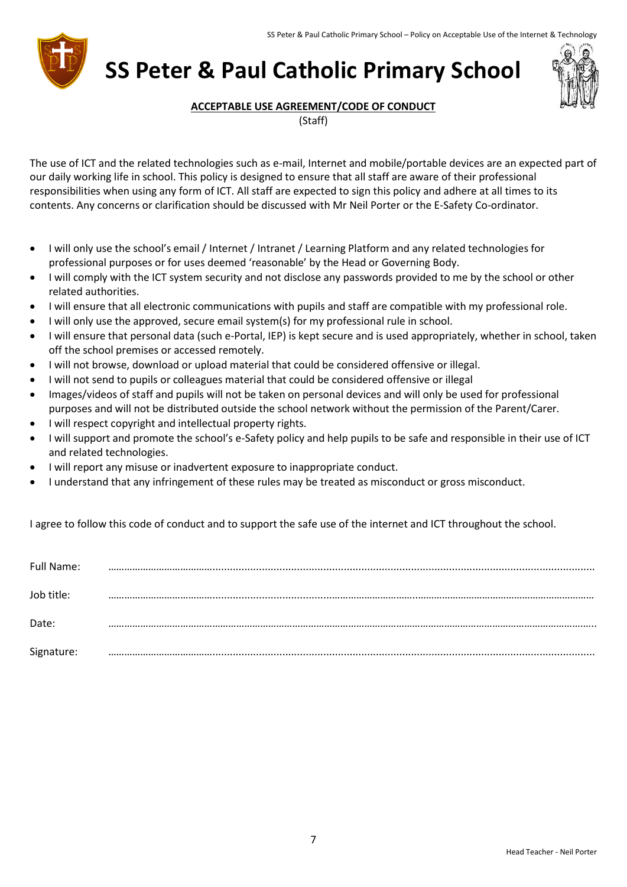# SS Peter & Paul Catholic Primary School

**ACCEPTABLE USE AGREEMENT/CODE OF CONDUCT**

(Staff)

The use of ICT and the related technologies such as e-mail, Internet and mobile/portable devices are an expected part of our daily working life in school. This policy is designed to ensure that all staff are aware of their professional responsibilities when using any form of ICT. All staff are expected to sign this policy and adhere at all times to its contents. Any concerns or clarification should be discussed with Mr Neil Porter or the E-Safety Co-ordinator.

- I will only use the school's email / Internet / Intranet / Learning Platform and any related technologies for professional purposes or for uses deemed 'reasonable' by the Head or Governing Body.
- I will comply with the ICT system security and not disclose any passwords provided to me by the school or other related authorities.
- I will ensure that all electronic communications with pupils and staff are compatible with my professional role.
- I will only use the approved, secure email system(s) for my professional rule in school.
- I will ensure that personal data (such e-Portal, IEP) is kept secure and is used appropriately, whether in school, taken off the school premises or accessed remotely.
- I will not browse, download or upload material that could be considered offensive or illegal.
- I will not send to pupils or colleagues material that could be considered offensive or illegal
- Images/videos of staff and pupils will not be taken on personal devices and will only be used for professional purposes and will not be distributed outside the school network without the permission of the Parent/Carer.
- I will respect copyright and intellectual property rights.
- I will support and promote the school's e-Safety policy and help pupils to be safe and responsible in their use of ICT and related technologies.
- I will report any misuse or inadvertent exposure to inappropriate conduct.
- I understand that any infringement of these rules may be treated as misconduct or gross misconduct.

I agree to follow this code of conduct and to support the safe use of the internet and ICT throughout the school.

Full Name: ……………………………………………………………………………………………

Job title: ……………………………………………………………………………………………

Date: ……………………………………………………………………………………………

Signature: ……………………………………………………………………………………………

Head Teacher - Neil Porter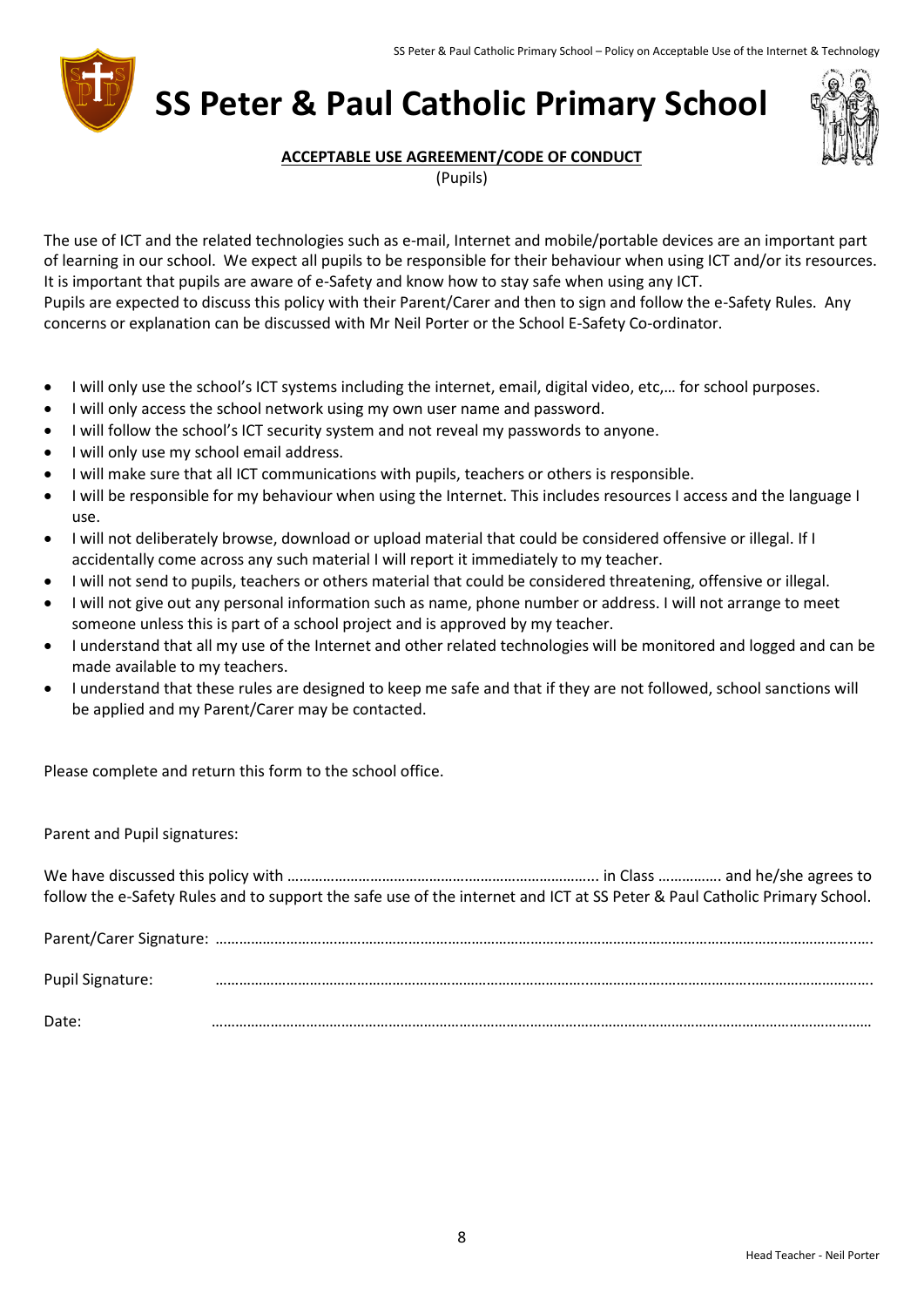# SS Peter & Paul Catholic Primary School

**ACCEPTABLE USE AGREEMENT/CODE OF CONDUCT**

(Pupils)

The use of ICT and the related technologies such as e-mail, Internet and mobile/portable devices are an important part of learning in our school. We expect all pupils to be responsible for their behaviour when using ICT and/or its resources. It is important that pupils are aware of e-Safety and know how to stay safe when using any ICT.
Pupils are expected to discuss this policy with their Parent/Carer and then to sign and follow the e-Safety Rules. Any concerns or explanation can be discussed with Mr Neil Porter or the School E-Safety Co-ordinator.

- I will only use the school's ICT systems including the internet, email, digital video, etc,… for school purposes.
- I will only access the school network using my own user name and password.
- I will follow the school's ICT security system and not reveal my passwords to anyone.
- I will only use my school email address.
- I will make sure that all ICT communications with pupils, teachers or others is responsible.
- I will be responsible for my behaviour when using the Internet. This includes resources I access and the language I use.
- I will not deliberately browse, download or upload material that could be considered offensive or illegal. If I accidentally come across any such material I will report it immediately to my teacher.
- I will not send to pupils, teachers or others material that could be considered threatening, offensive or illegal.
- I will not give out any personal information such as name, phone number or address. I will not arrange to meet someone unless this is part of a school project and is approved by my teacher.
- I understand that all my use of the Internet and other related technologies will be monitored and logged and can be made available to my teachers.
- I understand that these rules are designed to keep me safe and that if they are not followed, school sanctions will be applied and my Parent/Carer may be contacted.

Please complete and return this form to the school office.

Parent and Pupil signatures:

We have discussed this policy with …………………………………………………………………... in Class ……………. and he/she agrees to follow the e-Safety Rules and to support the safe use of the internet and ICT at SS Peter & Paul Catholic Primary School.

Parent/Carer Signature: ……………………………………………………………………………………………………………………………………

Pupil Signature: ……………………………………………………………………………………………………………………………………

Date: ……………………………………………………………………………………………………………………………………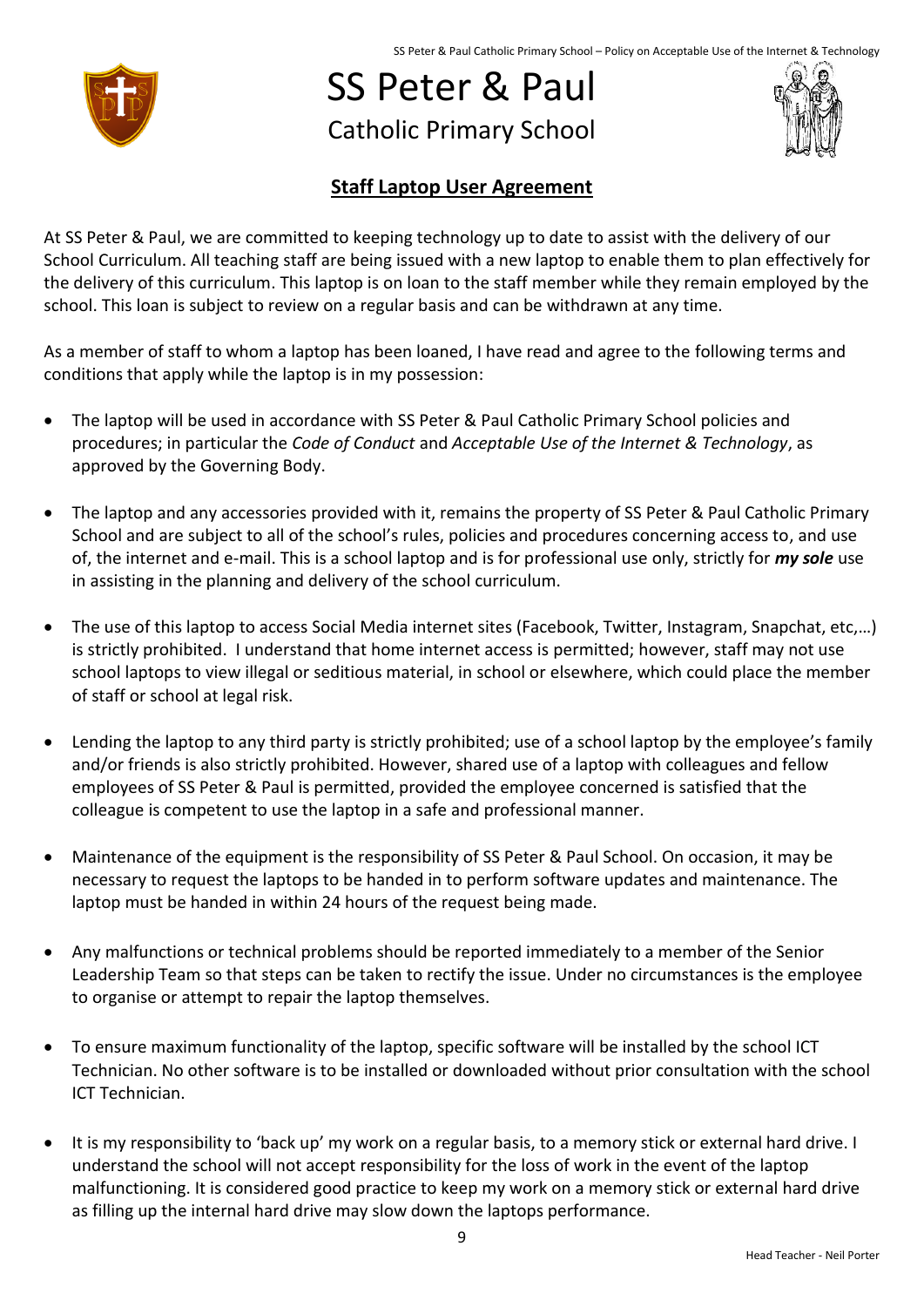# SS Peter & Paul

Catholic Primary School

## Staff Laptop User Agreement

At SS Peter & Paul, we are committed to keeping technology up to date to assist with the delivery of our School Curriculum. All teaching staff are being issued with a new laptop to enable them to plan effectively for the delivery of this curriculum. This laptop is on loan to the staff member while they remain employed by the school. This loan is subject to review on a regular basis and can be withdrawn at any time.

As a member of staff to whom a laptop has been loaned, I have read and agree to the following terms and conditions that apply while the laptop is in my possession:

- The laptop will be used in accordance with SS Peter & Paul Catholic Primary School policies and procedures; in particular the *Code of Conduct* and *Acceptable Use of the Internet & Technology*, as approved by the Governing Body.

- The laptop and any accessories provided with it, remains the property of SS Peter & Paul Catholic Primary School and are subject to all of the school's rules, policies and procedures concerning access to, and use of, the internet and e-mail. This is a school laptop and is for professional use only, strictly for ***my sole*** use in assisting in the planning and delivery of the school curriculum.

- The use of this laptop to access Social Media internet sites (Facebook, Twitter, Instagram, Snapchat, etc,…) is strictly prohibited. I understand that home internet access is permitted; however, staff may not use school laptops to view illegal or seditious material, in school or elsewhere, which could place the member of staff or school at legal risk.

- Lending the laptop to any third party is strictly prohibited; use of a school laptop by the employee's family and/or friends is also strictly prohibited. However, shared use of a laptop with colleagues and fellow employees of SS Peter & Paul is permitted, provided the employee concerned is satisfied that the colleague is competent to use the laptop in a safe and professional manner.

- Maintenance of the equipment is the responsibility of SS Peter & Paul School. On occasion, it may be necessary to request the laptops to be handed in to perform software updates and maintenance. The laptop must be handed in within 24 hours of the request being made.

- Any malfunctions or technical problems should be reported immediately to a member of the Senior Leadership Team so that steps can be taken to rectify the issue. Under no circumstances is the employee to organise or attempt to repair the laptop themselves.

- To ensure maximum functionality of the laptop, specific software will be installed by the school ICT Technician. No other software is to be installed or downloaded without prior consultation with the school ICT Technician.

- It is my responsibility to 'back up' my work on a regular basis, to a memory stick or external hard drive. I understand the school will not accept responsibility for the loss of work in the event of the laptop malfunctioning. It is considered good practice to keep my work on a memory stick or external hard drive as filling up the internal hard drive may slow down the laptops performance.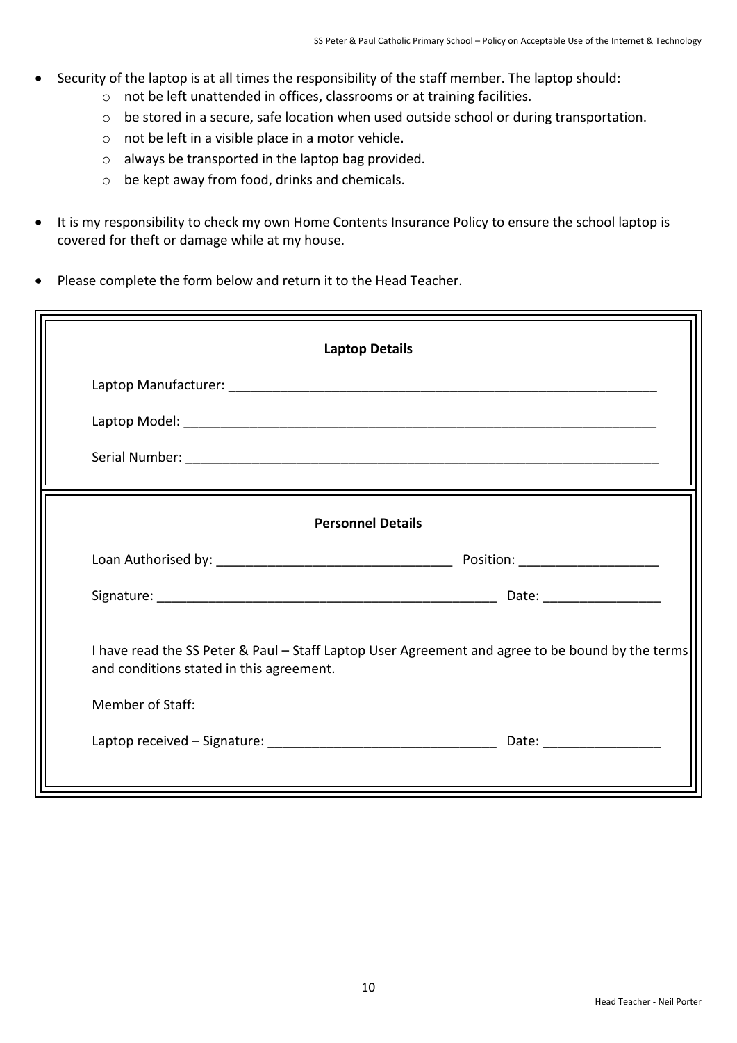- Security of the laptop is at all times the responsibility of the staff member. The laptop should:
    - not be left unattended in offices, classrooms or at training facilities.
    - be stored in a secure, safe location when used outside school or during transportation.
    - not be left in a visible place in a motor vehicle.
    - always be transported in the laptop bag provided.
    - be kept away from food, drinks and chemicals.

- It is my responsibility to check my own Home Contents Insurance Policy to ensure the school laptop is covered for theft or damage while at my house.

- Please complete the form below and return it to the Head Teacher.

**Laptop Details**

Laptop Manufacturer: ____________________________________________________________

Laptop Model: __________________________________________________________________

Serial Number: _________________________________________________________________

**Personnel Details**

Loan Authorised by: ________________________________ Position: ___________________

Signature: _______________________________________________ Date: ________________

I have read the SS Peter & Paul – Staff Laptop User Agreement and agree to be bound by the terms and conditions stated in this agreement.

Member of Staff:

Laptop received – Signature: _______________________________ Date: ________________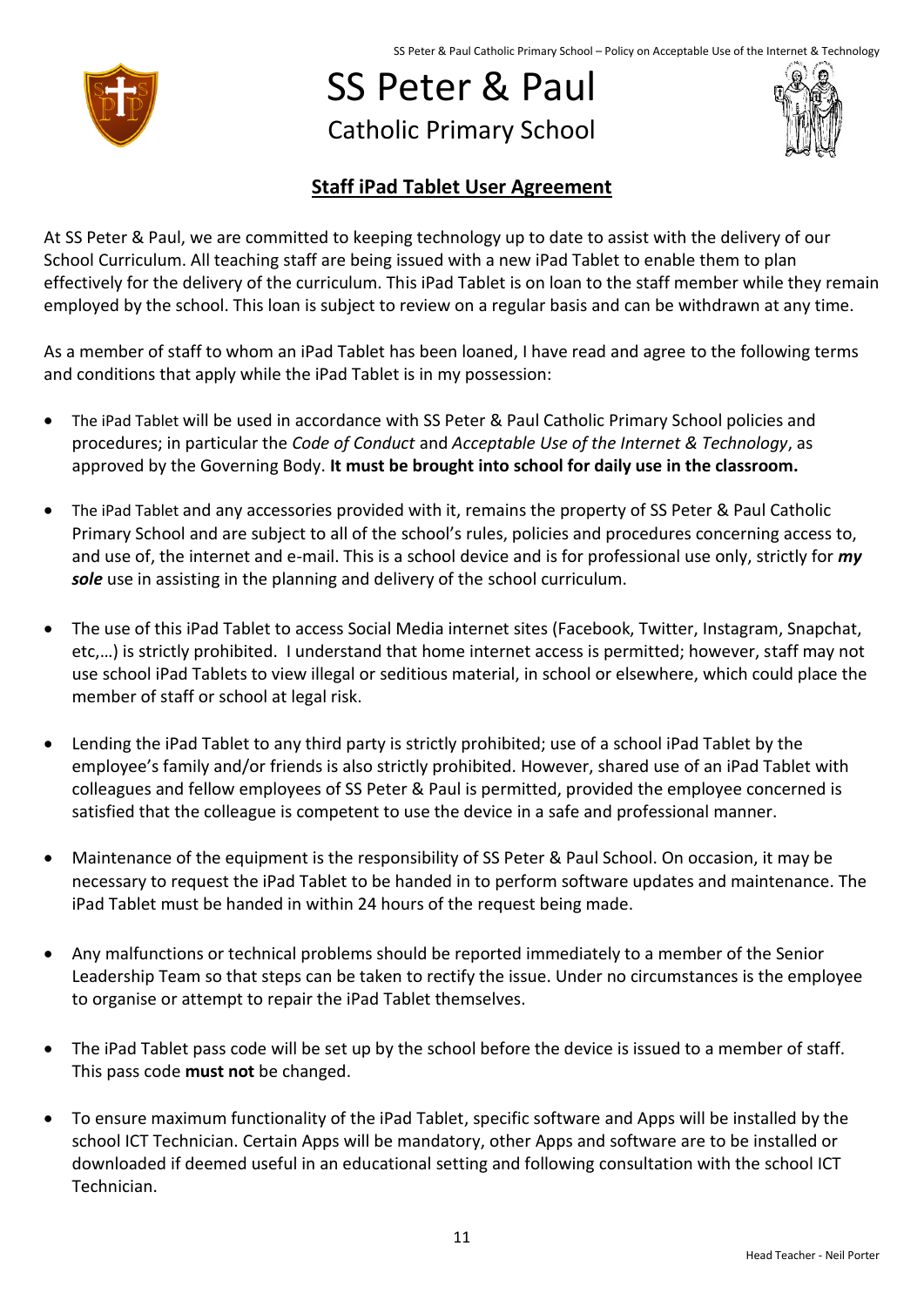# SS Peter & Paul

Catholic Primary School

## Staff iPad Tablet User Agreement

At SS Peter & Paul, we are committed to keeping technology up to date to assist with the delivery of our School Curriculum. All teaching staff are being issued with a new iPad Tablet to enable them to plan effectively for the delivery of the curriculum. This iPad Tablet is on loan to the staff member while they remain employed by the school. This loan is subject to review on a regular basis and can be withdrawn at any time.

As a member of staff to whom an iPad Tablet has been loaned, I have read and agree to the following terms and conditions that apply while the iPad Tablet is in my possession:

- The iPad Tablet will be used in accordance with SS Peter & Paul Catholic Primary School policies and procedures; in particular the *Code of Conduct* and *Acceptable Use of the Internet & Technology*, as approved by the Governing Body. **It must be brought into school for daily use in the classroom.**
- The iPad Tablet and any accessories provided with it, remains the property of SS Peter & Paul Catholic Primary School and are subject to all of the school's rules, policies and procedures concerning access to, and use of, the internet and e-mail. This is a school device and is for professional use only, strictly for ***my sole*** use in assisting in the planning and delivery of the school curriculum.
- The use of this iPad Tablet to access Social Media internet sites (Facebook, Twitter, Instagram, Snapchat, etc,…) is strictly prohibited. I understand that home internet access is permitted; however, staff may not use school iPad Tablets to view illegal or seditious material, in school or elsewhere, which could place the member of staff or school at legal risk.
- Lending the iPad Tablet to any third party is strictly prohibited; use of a school iPad Tablet by the employee's family and/or friends is also strictly prohibited. However, shared use of an iPad Tablet with colleagues and fellow employees of SS Peter & Paul is permitted, provided the employee concerned is satisfied that the colleague is competent to use the device in a safe and professional manner.
- Maintenance of the equipment is the responsibility of SS Peter & Paul School. On occasion, it may be necessary to request the iPad Tablet to be handed in to perform software updates and maintenance. The iPad Tablet must be handed in within 24 hours of the request being made.
- Any malfunctions or technical problems should be reported immediately to a member of the Senior Leadership Team so that steps can be taken to rectify the issue. Under no circumstances is the employee to organise or attempt to repair the iPad Tablet themselves.
- The iPad Tablet pass code will be set up by the school before the device is issued to a member of staff. This pass code **must not** be changed.
- To ensure maximum functionality of the iPad Tablet, specific software and Apps will be installed by the school ICT Technician. Certain Apps will be mandatory, other Apps and software are to be installed or downloaded if deemed useful in an educational setting and following consultation with the school ICT Technician.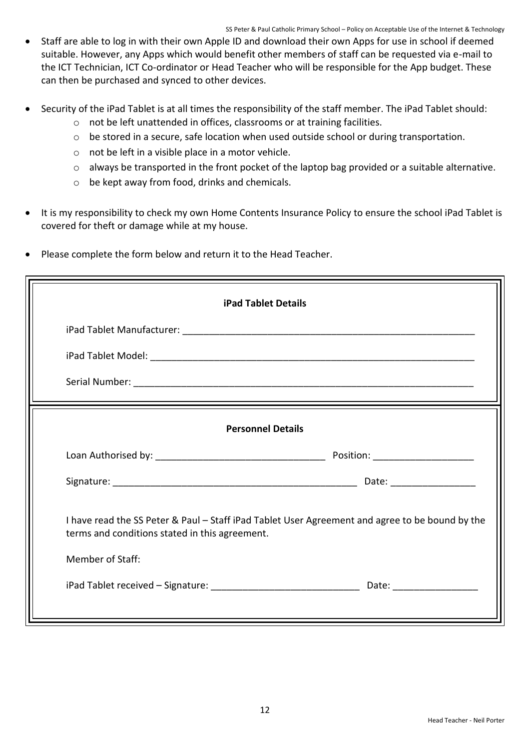- Staff are able to log in with their own Apple ID and download their own Apps for use in school if deemed suitable. However, any Apps which would benefit other members of staff can be requested via e-mail to the ICT Technician, ICT Co-ordinator or Head Teacher who will be responsible for the App budget. These can then be purchased and synced to other devices.

- Security of the iPad Tablet is at all times the responsibility of the staff member. The iPad Tablet should:
  - not be left unattended in offices, classrooms or at training facilities.
  - be stored in a secure, safe location when used outside school or during transportation.
  - not be left in a visible place in a motor vehicle.
  - always be transported in the front pocket of the laptop bag provided or a suitable alternative.
  - be kept away from food, drinks and chemicals.

- It is my responsibility to check my own Home Contents Insurance Policy to ensure the school iPad Tablet is covered for theft or damage while at my house.

- Please complete the form below and return it to the Head Teacher.

**iPad Tablet Details**

iPad Tablet Manufacturer: ____________________________________________________________

iPad Tablet Model: ___________________________________________________________________

Serial Number: ______________________________________________________________________

**Personnel Details**

Loan Authorised by: _________________________________ Position: ___________________

Signature: ________________________________________________ Date: ________________

I have read the SS Peter & Paul – Staff iPad Tablet User Agreement and agree to be bound by the terms and conditions stated in this agreement.

Member of Staff:

iPad Tablet received – Signature: ____________________________ Date: ________________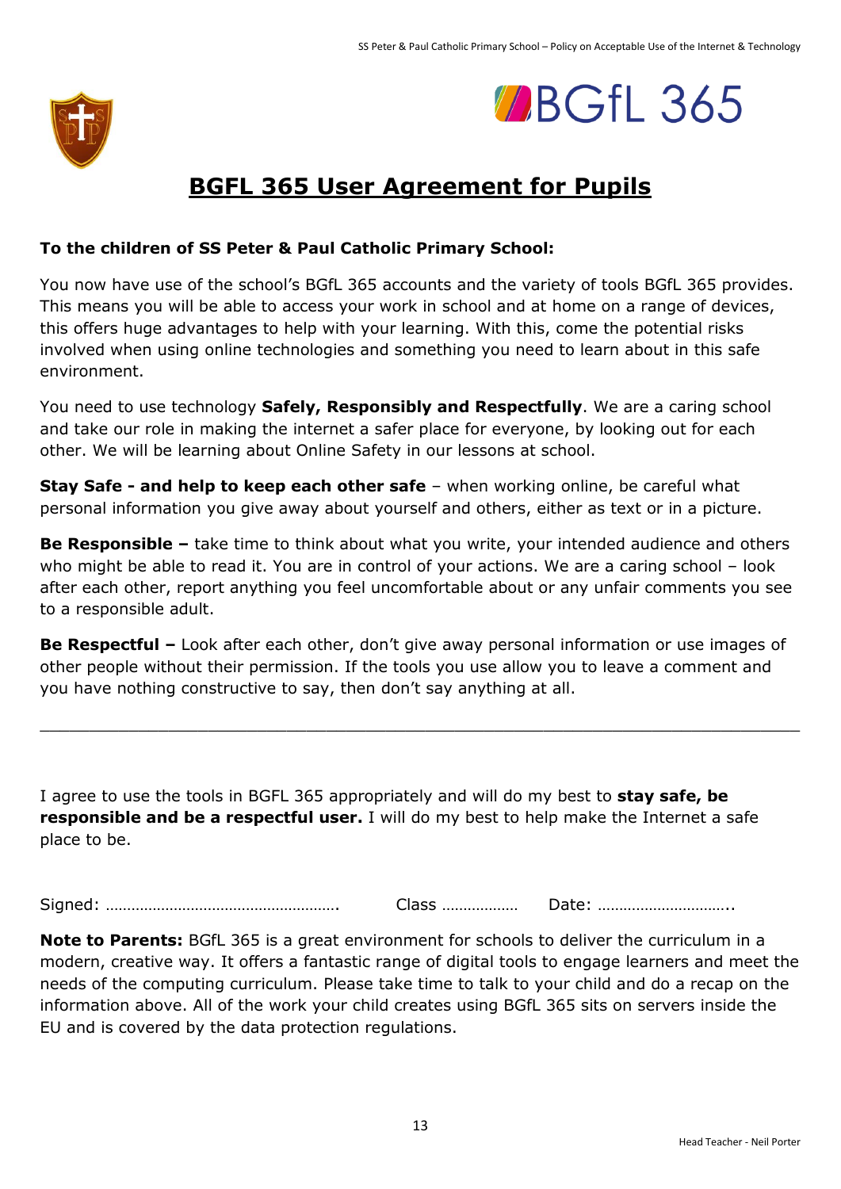# BGFL 365 User Agreement for Pupils

**To the children of SS Peter & Paul Catholic Primary School:**

You now have use of the school's BGfL 365 accounts and the variety of tools BGfL 365 provides. This means you will be able to access your work in school and at home on a range of devices, this offers huge advantages to help with your learning. With this, come the potential risks involved when using online technologies and something you need to learn about in this safe environment.

You need to use technology **Safely, Responsibly and Respectfully**. We are a caring school and take our role in making the internet a safer place for everyone, by looking out for each other. We will be learning about Online Safety in our lessons at school.

**Stay Safe - and help to keep each other safe** – when working online, be careful what personal information you give away about yourself and others, either as text or in a picture.

**Be Responsible –** take time to think about what you write, your intended audience and others who might be able to read it. You are in control of your actions. We are a caring school – look after each other, report anything you feel uncomfortable about or any unfair comments you see to a responsible adult.

**Be Respectful –** Look after each other, don't give away personal information or use images of other people without their permission. If the tools you use allow you to leave a comment and you have nothing constructive to say, then don't say anything at all.

---

I agree to use the tools in BGFL 365 appropriately and will do my best to **stay safe, be responsible and be a respectful user.** I will do my best to help make the Internet a safe place to be.

Signed: ………………………………………………. Class ……………… Date: …………………………..

**Note to Parents:** BGfL 365 is a great environment for schools to deliver the curriculum in a modern, creative way. It offers a fantastic range of digital tools to engage learners and meet the needs of the computing curriculum. Please take time to talk to your child and do a recap on the information above. All of the work your child creates using BGfL 365 sits on servers inside the EU and is covered by the data protection regulations.